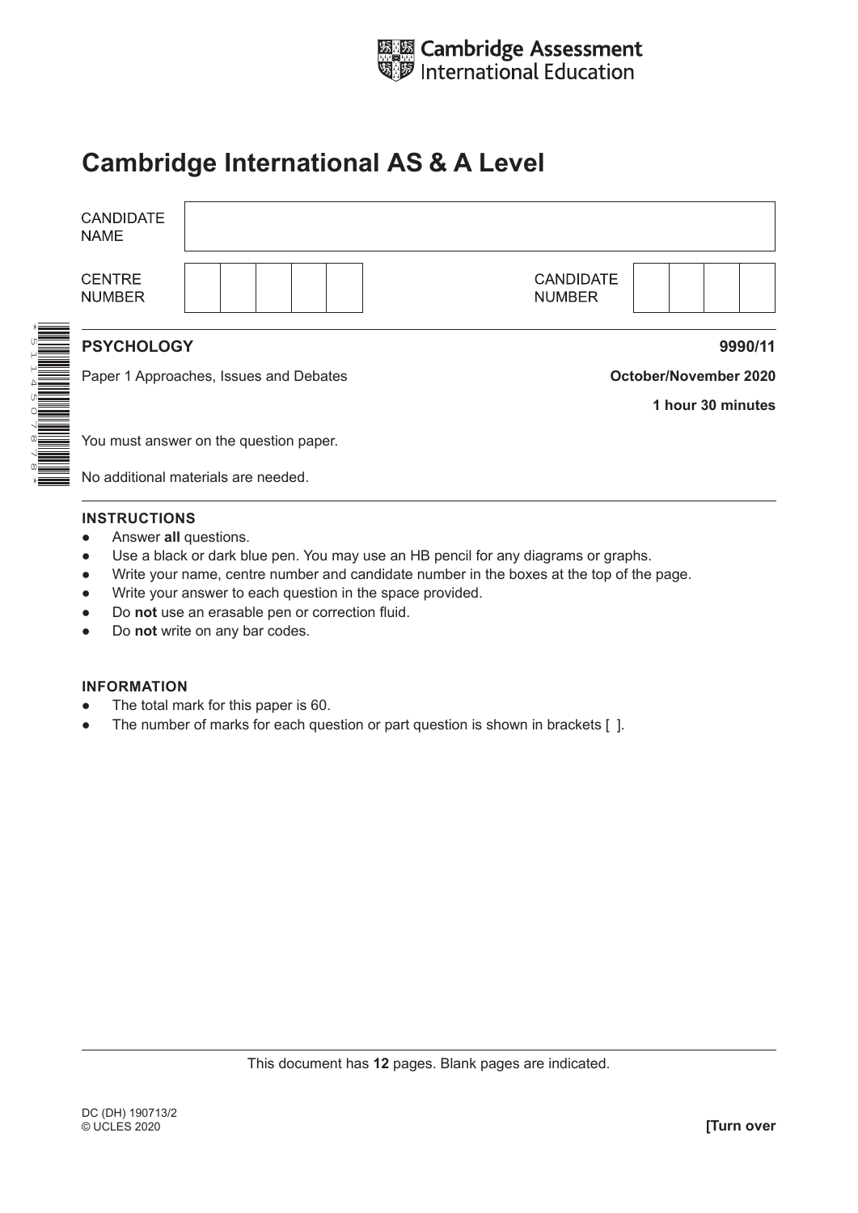Cambridge Assessment International Education

# Cambridge International AS & A Level

| CANDIDATE NAME | |
|---|---|
| CENTRE NUMBER | |
| CANDIDATE NUMBER | |

*5114507878*

**PSYCHOLOGY** **9990/11**

Paper 1 Approaches, Issues and Debates **October/November 2020**

**1 hour 30 minutes**

You must answer on the question paper.

No additional materials are needed.

**INSTRUCTIONS**

- Answer **all** questions.
- Use a black or dark blue pen. You may use an HB pencil for any diagrams or graphs.
- Write your name, centre number and candidate number in the boxes at the top of the page.
- Write your answer to each question in the space provided.
- Do **not** use an erasable pen or correction fluid.
- Do **not** write on any bar codes.

**INFORMATION**

- The total mark for this paper is 60.
- The number of marks for each question or part question is shown in brackets [ ].

This document has **12** pages. Blank pages are indicated.

DC (DH) 190713/2
© UCLES 2020

**[Turn over**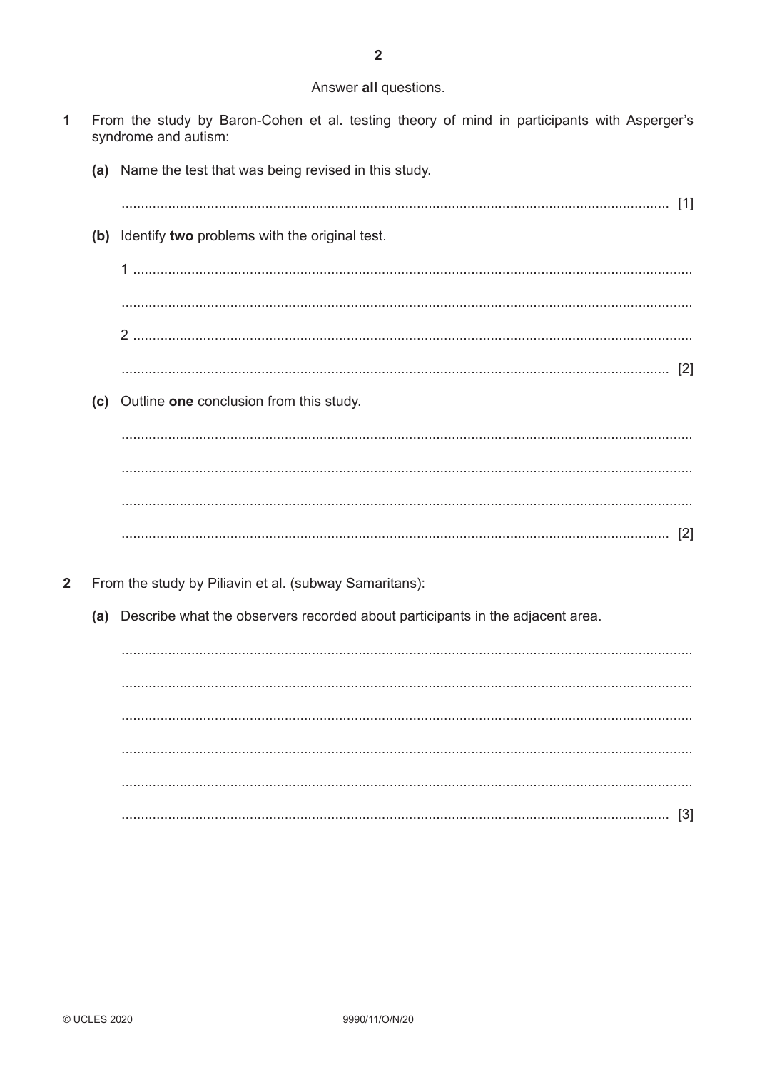Answer **all** questions.

1 From the study by Baron-Cohen et al. testing theory of mind in participants with Asperger's syndrome and autism:

(a) Name the test that was being revised in this study.

.......................................................................................................................................... [1]

(b) Identify **two** problems with the original test.

1 ..........................................................................................................................................

..........................................................................................................................................

2 ..........................................................................................................................................

.......................................................................................................................................... [2]

(c) Outline **one** conclusion from this study.

..........................................................................................................................................

..........................................................................................................................................

..........................................................................................................................................

.......................................................................................................................................... [2]

2 From the study by Piliavin et al. (subway Samaritans):

(a) Describe what the observers recorded about participants in the adjacent area.

..........................................................................................................................................

..........................................................................................................................................

..........................................................................................................................................

..........................................................................................................................................

..........................................................................................................................................

.......................................................................................................................................... [3]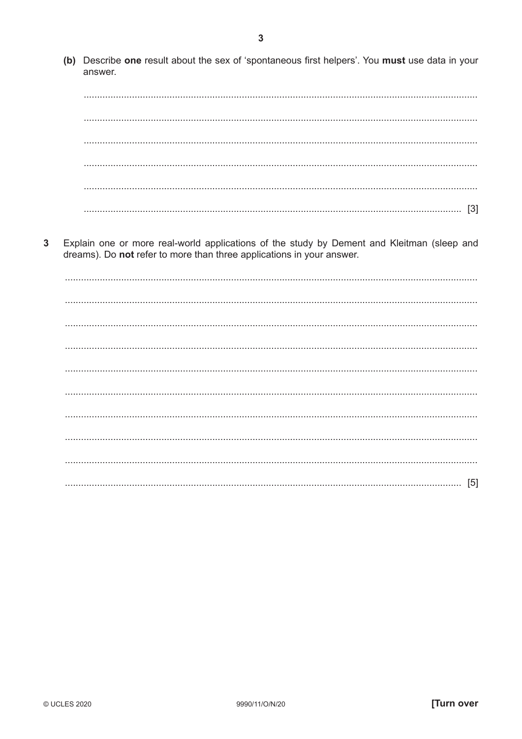(b) Describe **one** result about the sex of 'spontaneous first helpers'. You **must** use data in your answer.

........................................................................................................................................

........................................................................................................................................

........................................................................................................................................

........................................................................................................................................

........................................................................................................................................

.................................................................................................................................. [3]

**3** Explain one or more real-world applications of the study by Dement and Kleitman (sleep and dreams). Do **not** refer to more than three applications in your answer.

........................................................................................................................................

........................................................................................................................................

........................................................................................................................................

........................................................................................................................................

........................................................................................................................................

........................................................................................................................................

........................................................................................................................................

........................................................................................................................................

........................................................................................................................................

.................................................................................................................................. [5]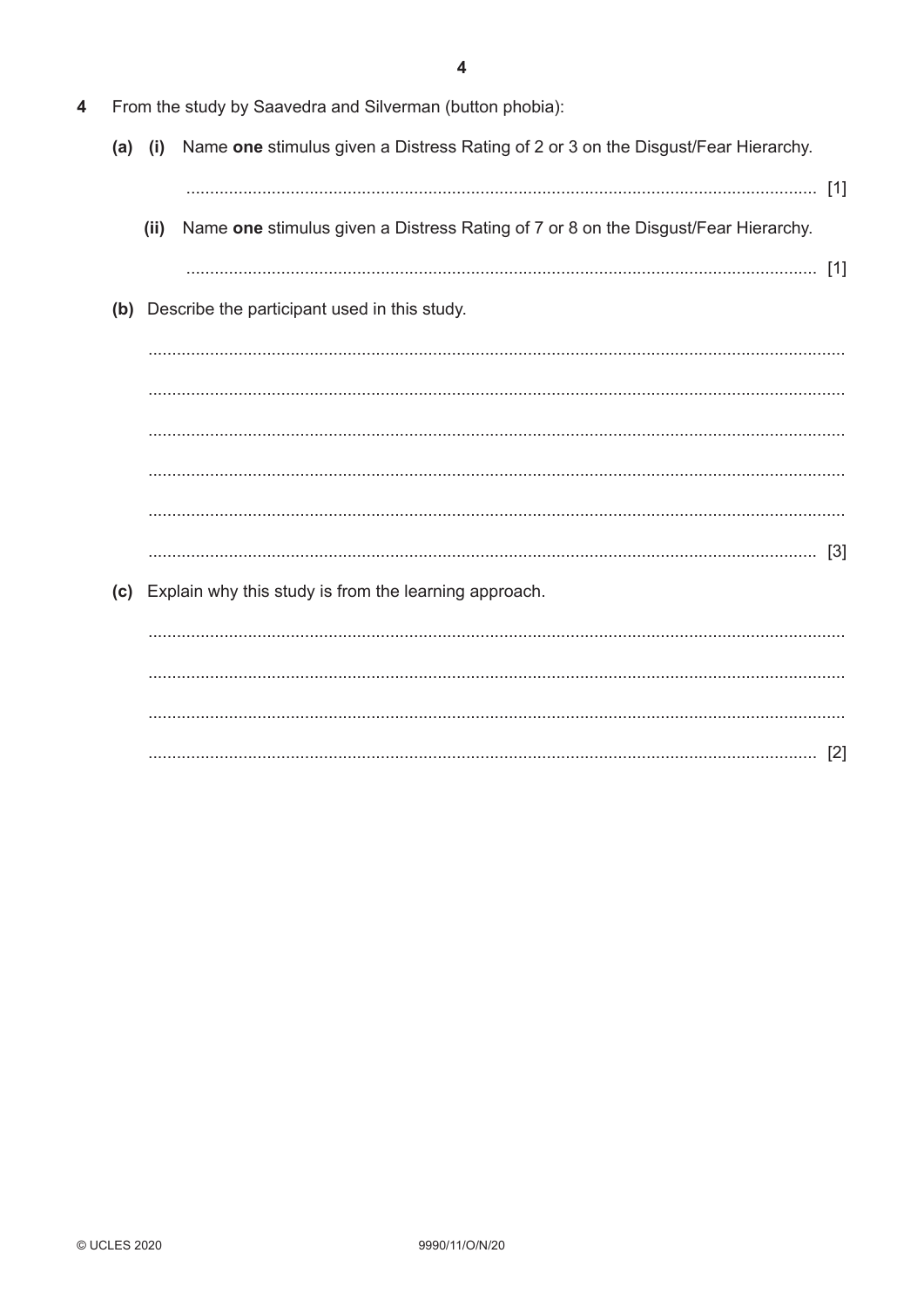4 From the study by Saavedra and Silverman (button phobia):

(a) (i) Name **one** stimulus given a Distress Rating of 2 or 3 on the Disgust/Fear Hierarchy.

.......................................................................................................................................... [1]

(ii) Name **one** stimulus given a Distress Rating of 7 or 8 on the Disgust/Fear Hierarchy.

.......................................................................................................................................... [1]

(b) Describe the participant used in this study.

..........................................................................................................................................

..........................................................................................................................................

..........................................................................................................................................

..........................................................................................................................................

..........................................................................................................................................

.......................................................................................................................................... [3]

(c) Explain why this study is from the learning approach.

..........................................................................................................................................

..........................................................................................................................................

..........................................................................................................................................

.......................................................................................................................................... [2]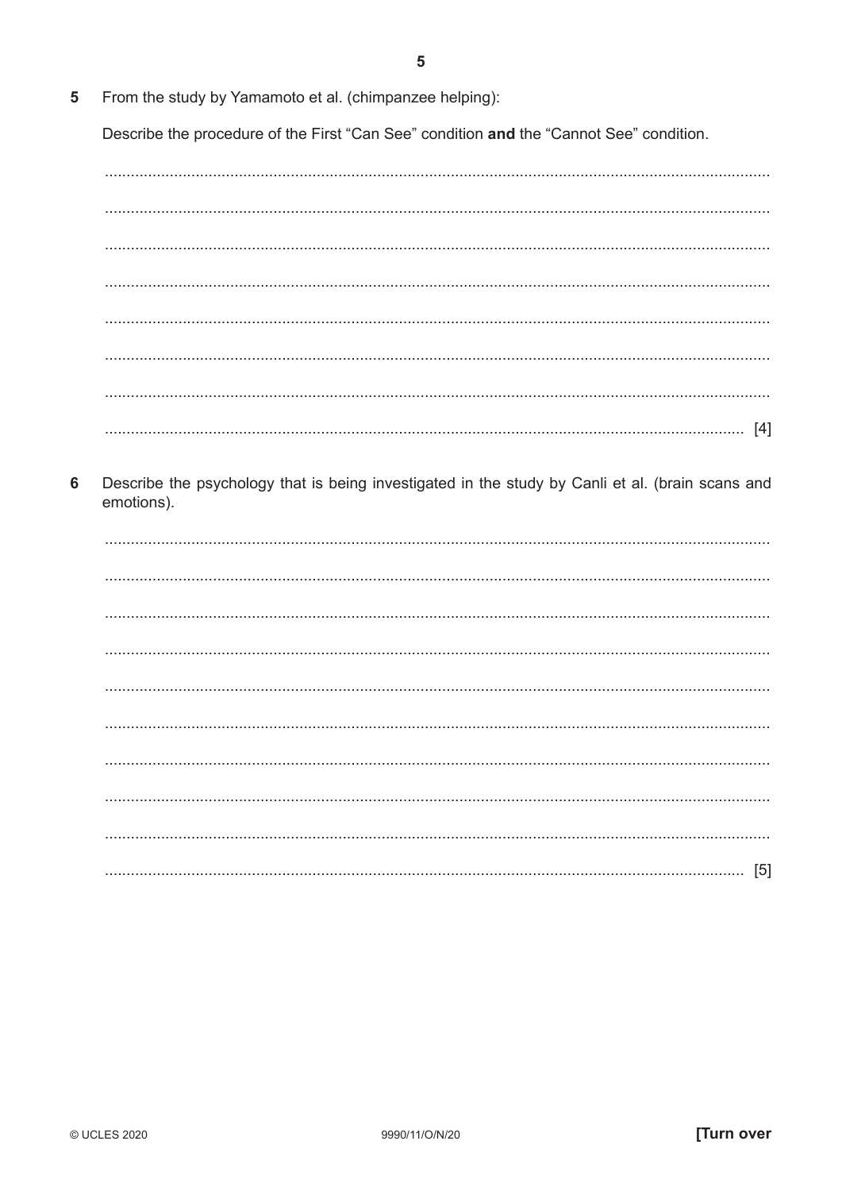5 From the study by Yamamoto et al. (chimpanzee helping):

Describe the procedure of the First "Can See" condition **and** the "Cannot See" condition.

..........................................................................................................................................

..........................................................................................................................................

..........................................................................................................................................

..........................................................................................................................................

..........................................................................................................................................

..........................................................................................................................................

..........................................................................................................................................

.................................................................................................................................... [4]

6 Describe the psychology that is being investigated in the study by Canli et al. (brain scans and emotions).

..........................................................................................................................................

..........................................................................................................................................

..........................................................................................................................................

..........................................................................................................................................

..........................................................................................................................................

..........................................................................................................................................

..........................................................................................................................................

..........................................................................................................................................

..........................................................................................................................................

.................................................................................................................................... [5]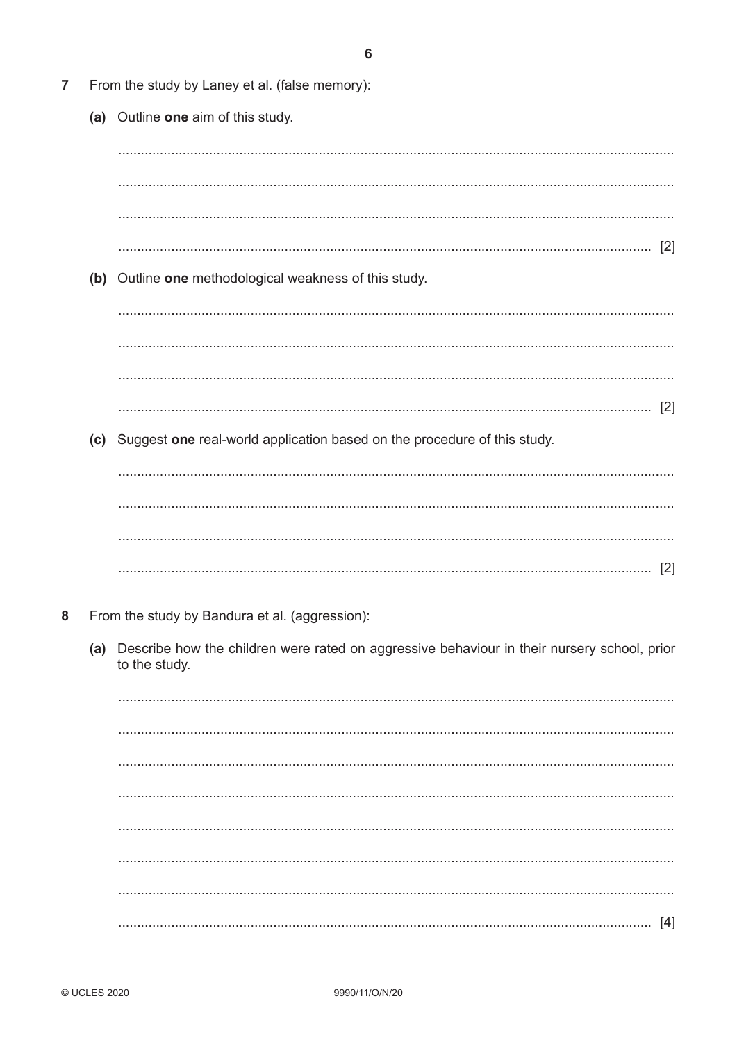**7** From the study by Laney et al. (false memory):

**(a)** Outline **one** aim of this study.

..................................................................................................................................................

..................................................................................................................................................

..................................................................................................................................................

.......................................................................................................................................... [2]

**(b)** Outline **one** methodological weakness of this study.

..................................................................................................................................................

..................................................................................................................................................

..................................................................................................................................................

.......................................................................................................................................... [2]

**(c)** Suggest **one** real-world application based on the procedure of this study.

..................................................................................................................................................

..................................................................................................................................................

..................................................................................................................................................

.......................................................................................................................................... [2]

**8** From the study by Bandura et al. (aggression):

**(a)** Describe how the children were rated on aggressive behaviour in their nursery school, prior to the study.

..................................................................................................................................................

..................................................................................................................................................

..................................................................................................................................................

..................................................................................................................................................

..................................................................................................................................................

..................................................................................................................................................

..................................................................................................................................................

.......................................................................................................................................... [4]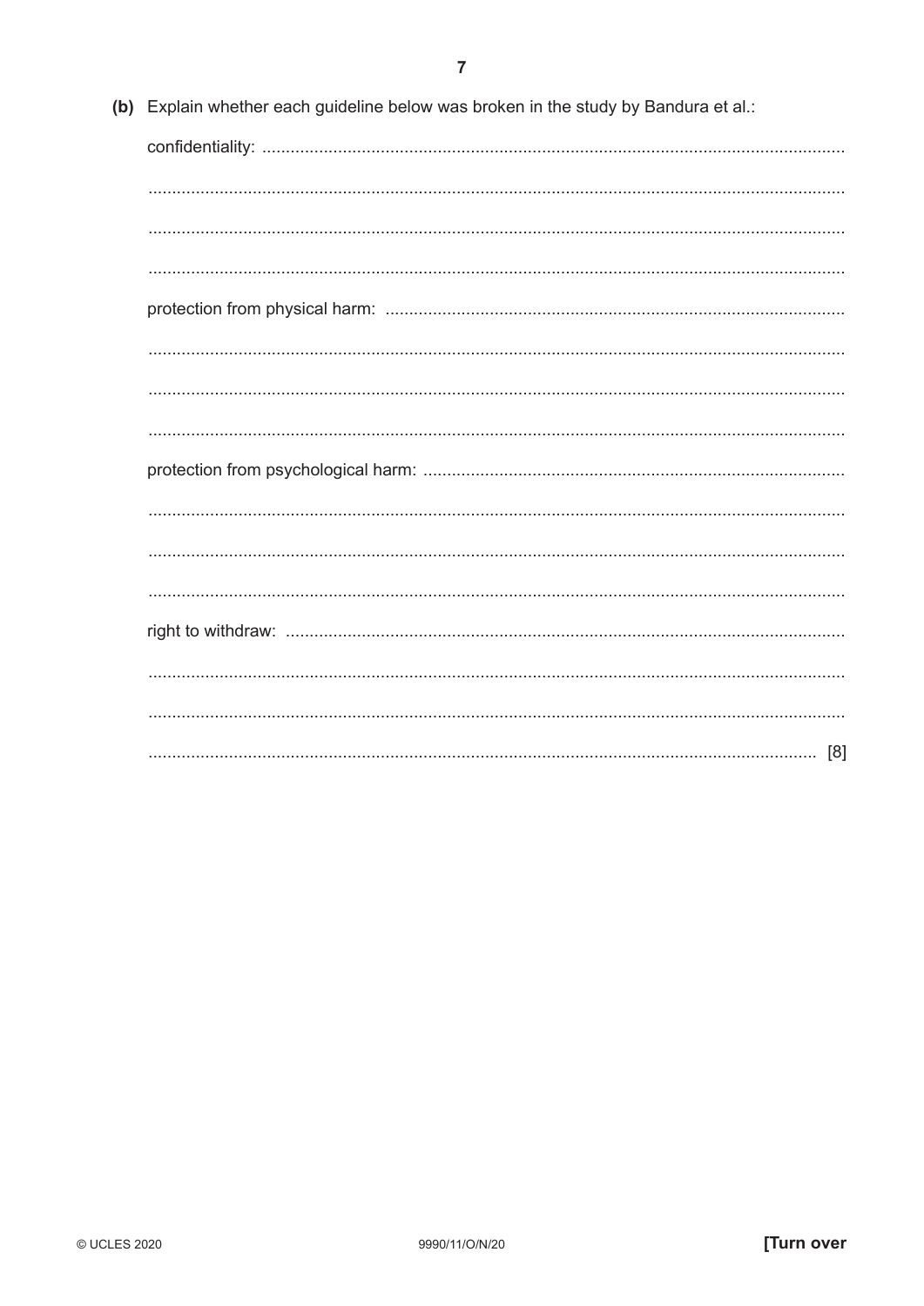**(b)** Explain whether each guideline below was broken in the study by Bandura et al.:

confidentiality: ..........................................................................................................................

..........................................................................................................................................

..........................................................................................................................................

..........................................................................................................................................

protection from physical harm: ..................................................................................................

..........................................................................................................................................

..........................................................................................................................................

..........................................................................................................................................

protection from psychological harm: .........................................................................................

..........................................................................................................................................

..........................................................................................................................................

..........................................................................................................................................

right to withdraw: .......................................................................................................................

..........................................................................................................................................

..........................................................................................................................................

.................................................................................................................................... [8]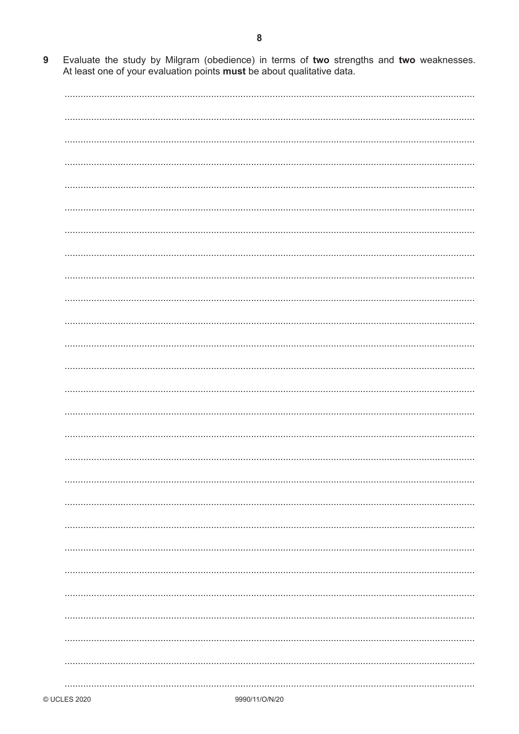9 Evaluate the study by Milgram (obedience) in terms of **two** strengths and **two** weaknesses. At least one of your evaluation points **must** be about qualitative data.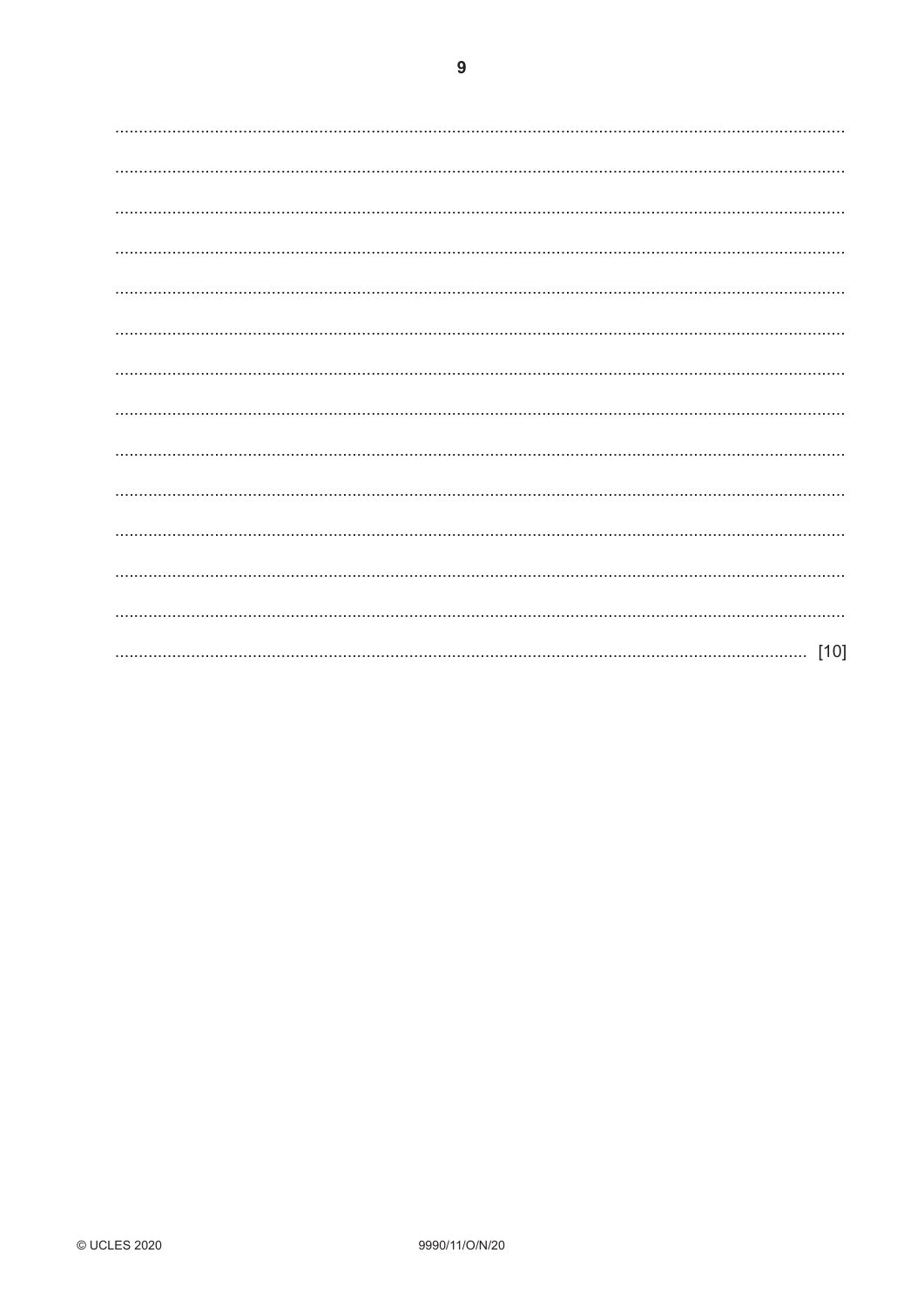[10]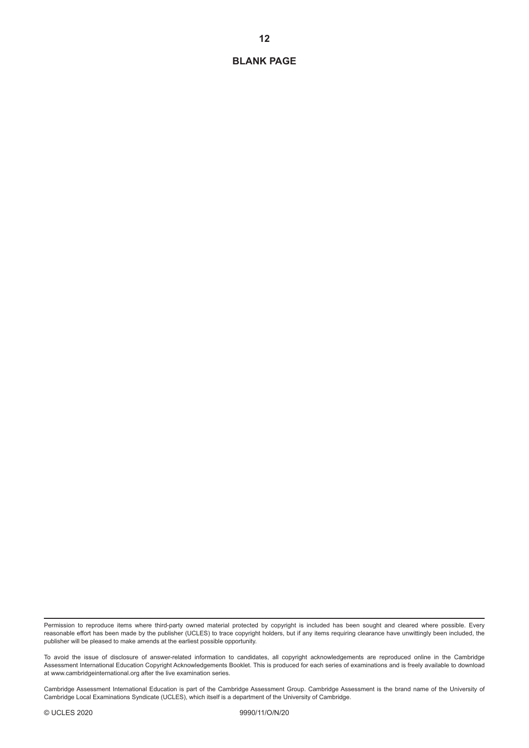**BLANK PAGE**

Permission to reproduce items where third-party owned material protected by copyright is included has been sought and cleared where possible. Every reasonable effort has been made by the publisher (UCLES) to trace copyright holders, but if any items requiring clearance have unwittingly been included, the publisher will be pleased to make amends at the earliest possible opportunity.

To avoid the issue of disclosure of answer-related information to candidates, all copyright acknowledgements are reproduced online in the Cambridge Assessment International Education Copyright Acknowledgements Booklet. This is produced for each series of examinations and is freely available to download at www.cambridgeinternational.org after the live examination series.

Cambridge Assessment International Education is part of the Cambridge Assessment Group. Cambridge Assessment is the brand name of the University of Cambridge Local Examinations Syndicate (UCLES), which itself is a department of the University of Cambridge.